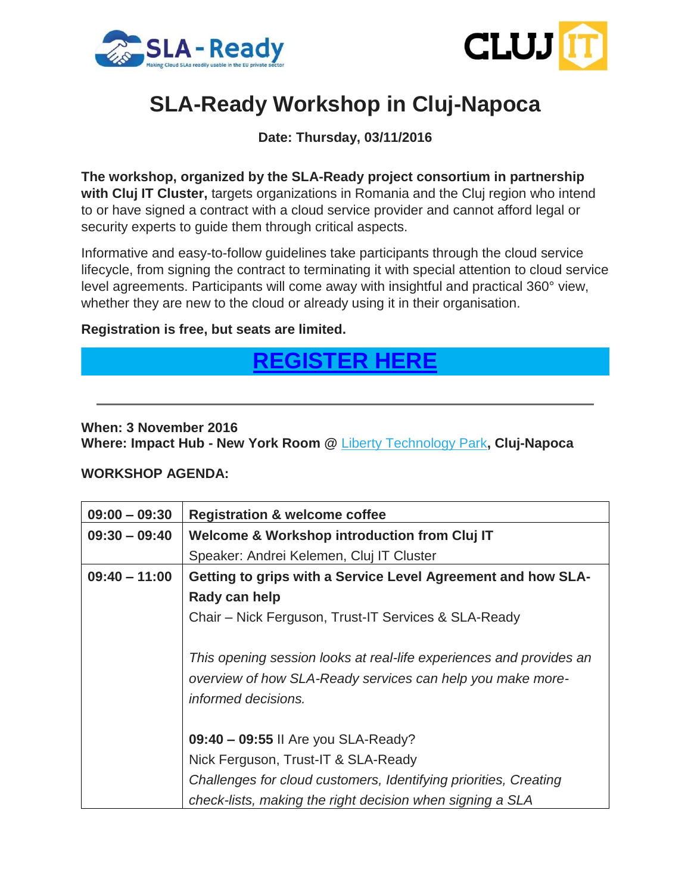# SLA-Ready Workshop in Cluj-Napoca

**Date: Thursday, 03/11/2016**

**The workshop, organized by the SLA-Ready project consortium in partnership with Cluj IT Cluster,** targets organizations in Romania and the Cluj region who intend to or have signed a contract with a cloud service provider and cannot afford legal or security experts to guide them through critical aspects.

Informative and easy-to-follow guidelines take participants through the cloud service lifecycle, from signing the contract to terminating it with special attention to cloud service level agreements. Participants will come away with insightful and practical 360° view, whether they are new to the cloud or already using it in their organisation.

**Registration is free, but seats are limited.**

**REGISTER HERE**

---

**When: 3 November 2016**
**Where: Impact Hub - New York Room @** Liberty Technology Park**, Cluj-Napoca**

**WORKSHOP AGENDA:**

| | |
|---|---|
| **09:00 – 09:30** | **Registration & welcome coffee** |
| **09:30 – 09:40** | **Welcome & Workshop introduction from Cluj IT**<br>Speaker: Andrei Kelemen, Cluj IT Cluster |
| **09:40 – 11:00** | **Getting to grips with a Service Level Agreement and how SLA-Rady can help**<br>Chair – Nick Ferguson, Trust-IT Services & SLA-Ready<br><br>*This opening session looks at real-life experiences and provides an overview of how SLA-Ready services can help you make more-informed decisions.*<br><br>**09:40 – 09:55** II Are you SLA-Ready?<br>Nick Ferguson, Trust-IT & SLA-Ready<br>*Challenges for cloud customers, Identifying priorities, Creating check-lists, making the right decision when signing a SLA* |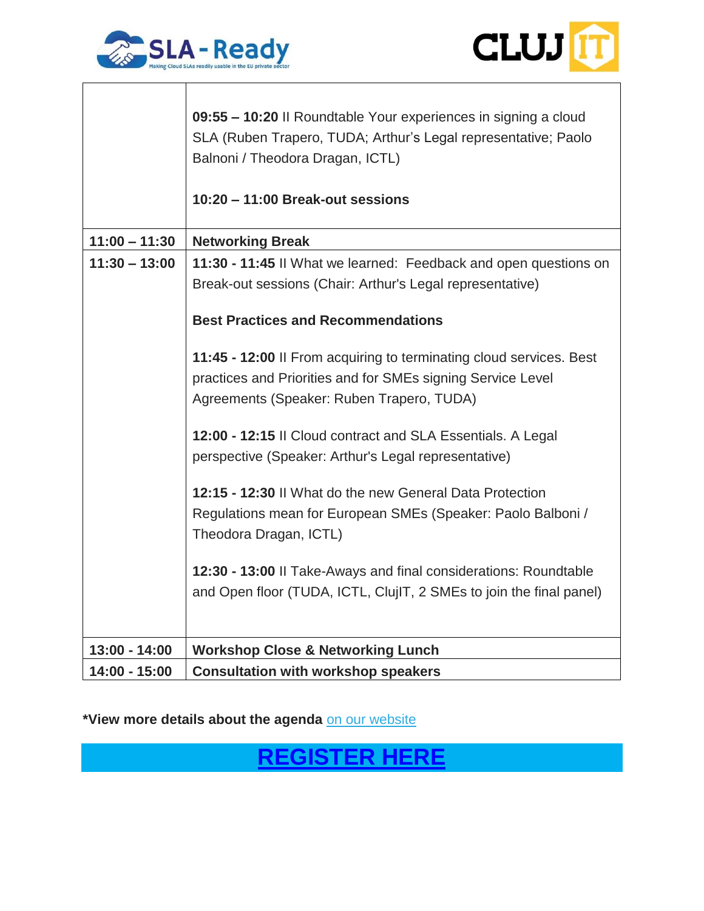| | |
|---|---|
| | **09:55 – 10:20** II Roundtable Your experiences in signing a cloud SLA (Ruben Trapero, TUDA; Arthur's Legal representative; Paolo Balnoni / Theodora Dragan, ICTL)<br><br>**10:20 – 11:00 Break-out sessions** |
| **11:00 – 11:30** | **Networking Break** |
| **11:30 – 13:00** | **11:30 - 11:45** II What we learned: Feedback and open questions on Break-out sessions (Chair: Arthur's Legal representative)<br><br>**Best Practices and Recommendations**<br><br>**11:45 - 12:00** II From acquiring to terminating cloud services. Best practices and Priorities and for SMEs signing Service Level Agreements (Speaker: Ruben Trapero, TUDA)<br><br>**12:00 - 12:15** II Cloud contract and SLA Essentials. A Legal perspective (Speaker: Arthur's Legal representative)<br><br>**12:15 - 12:30** II What do the new General Data Protection Regulations mean for European SMEs (Speaker: Paolo Balboni / Theodora Dragan, ICTL)<br><br>**12:30 - 13:00** II Take-Aways and final considerations: Roundtable and Open floor (TUDA, ICTL, ClujIT, 2 SMEs to join the final panel) |
| **13:00 - 14:00** | **Workshop Close & Networking Lunch** |
| **14:00 - 15:00** | **Consultation with workshop speakers** |

***View more details about the agenda** on our website

**REGISTER HERE**